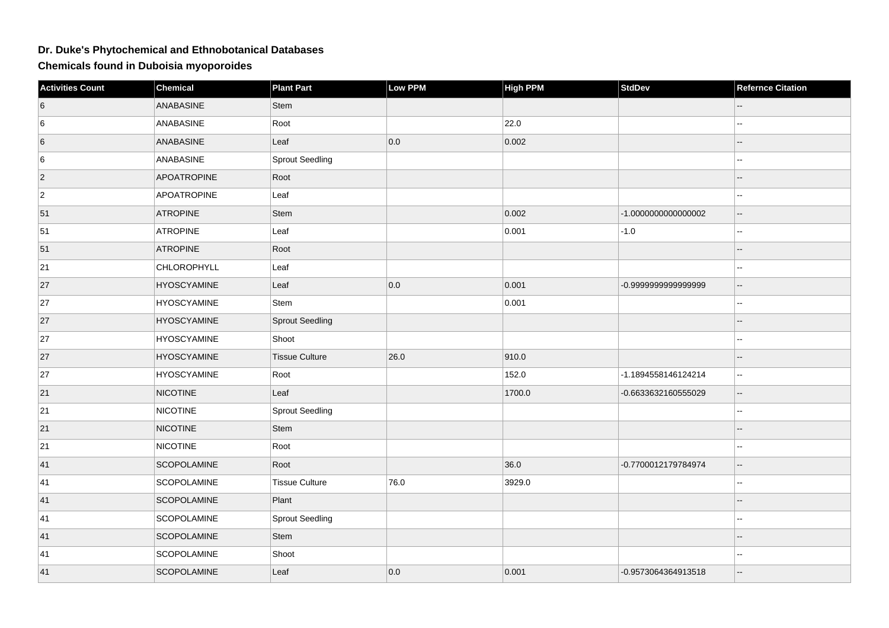# Dr. Duke's Phytochemical and Ethnobotanical Databases

## Chemicals found in Duboisia myoporoides

| Activities Count | Chemical | Plant Part | Low PPM | High PPM | StdDev | Refernce Citation |
|---|---|---|---|---|---|---|
| 6 | ANABASINE | Stem | | | | -- |
| 6 | ANABASINE | Root | | 22.0 | | -- |
| 6 | ANABASINE | Leaf | 0.0 | 0.002 | | -- |
| 6 | ANABASINE | Sprout Seedling | | | | -- |
| 2 | APOATROPINE | Root | | | | -- |
| 2 | APOATROPINE | Leaf | | | | -- |
| 51 | ATROPINE | Stem | | 0.002 | -1.0000000000000002 | -- |
| 51 | ATROPINE | Leaf | | 0.001 | -1.0 | -- |
| 51 | ATROPINE | Root | | | | -- |
| 21 | CHLOROPHYLL | Leaf | | | | -- |
| 27 | HYOSCYAMINE | Leaf | 0.0 | 0.001 | -0.9999999999999999 | -- |
| 27 | HYOSCYAMINE | Stem | | 0.001 | | -- |
| 27 | HYOSCYAMINE | Sprout Seedling | | | | -- |
| 27 | HYOSCYAMINE | Shoot | | | | -- |
| 27 | HYOSCYAMINE | Tissue Culture | 26.0 | 910.0 | | -- |
| 27 | HYOSCYAMINE | Root | | 152.0 | -1.1894558146124214 | -- |
| 21 | NICOTINE | Leaf | | 1700.0 | -0.6633632160555029 | -- |
| 21 | NICOTINE | Sprout Seedling | | | | -- |
| 21 | NICOTINE | Stem | | | | -- |
| 21 | NICOTINE | Root | | | | -- |
| 41 | SCOPOLAMINE | Root | | 36.0 | -0.7700012179784974 | -- |
| 41 | SCOPOLAMINE | Tissue Culture | 76.0 | 3929.0 | | -- |
| 41 | SCOPOLAMINE | Plant | | | | -- |
| 41 | SCOPOLAMINE | Sprout Seedling | | | | -- |
| 41 | SCOPOLAMINE | Stem | | | | -- |
| 41 | SCOPOLAMINE | Shoot | | | | -- |
| 41 | SCOPOLAMINE | Leaf | 0.0 | 0.001 | -0.9573064364913518 | -- |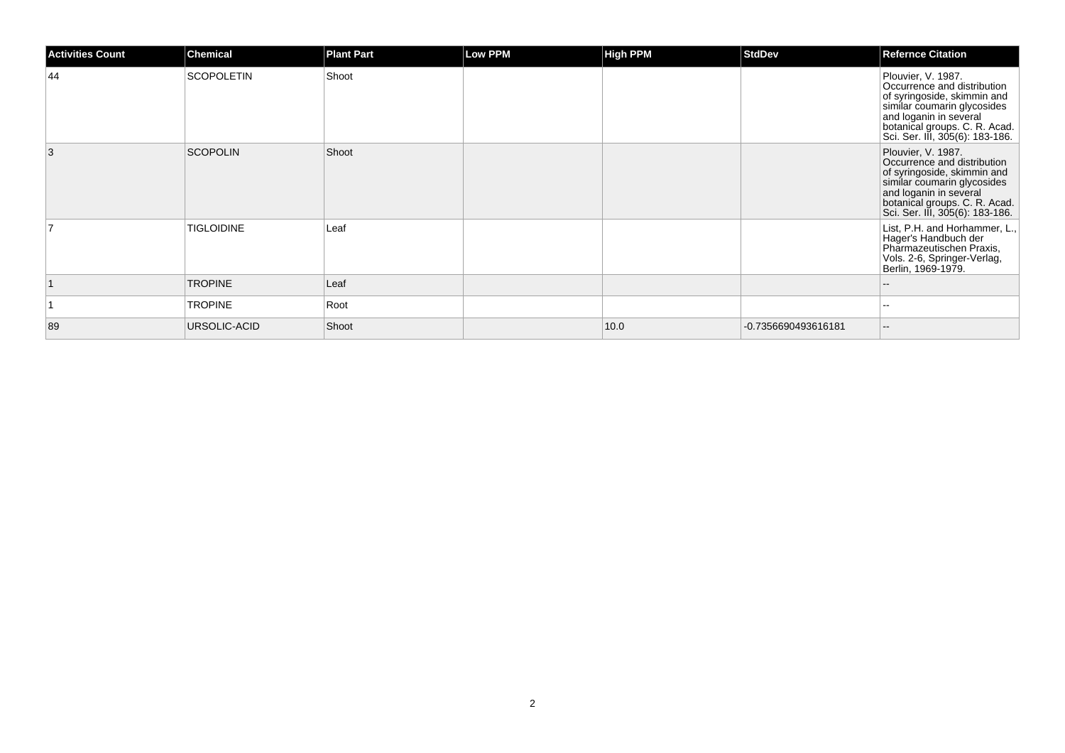| Activities Count | Chemical | Plant Part | Low PPM | High PPM | StdDev | Refernce Citation |
| --- | --- | --- | --- | --- | --- | --- |
| 44 | SCOPOLETIN | Shoot | | | | Plouvier, V. 1987. Occurrence and distribution of syringoside, skimmin and similar coumarin glycosides and loganin in several botanical groups. C. R. Acad. Sci. Ser. III, 305(6): 183-186. |
| 3 | SCOPOLIN | Shoot | | | | Plouvier, V. 1987. Occurrence and distribution of syringoside, skimmin and similar coumarin glycosides and loganin in several botanical groups. C. R. Acad. Sci. Ser. III, 305(6): 183-186. |
| 7 | TIGLOIDINE | Leaf | | | | List, P.H. and Horhammer, L., Hager's Handbuch der Pharmazeutischen Praxis, Vols. 2-6, Springer-Verlag, Berlin, 1969-1979. |
| 1 | TROPINE | Leaf | | | | -- |
| 1 | TROPINE | Root | | | | -- |
| 89 | URSOLIC-ACID | Shoot | | 10.0 | -0.7356690493616181 | -- |